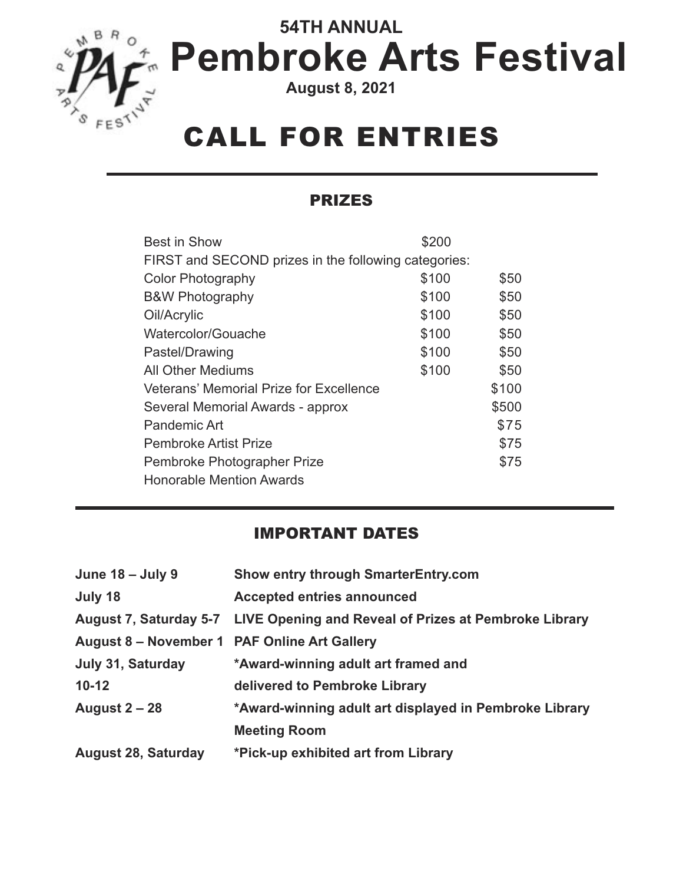# 54TH ANNUAL
# Pembroke Arts Festival

**August 8, 2021**

# CALL FOR ENTRIES

## PRIZES

| | | |
|---|---|---|
| Best in Show | $200 | |
| FIRST and SECOND prizes in the following categories: | | |
| Color Photography | $100 | $50 |
| B&W Photography | $100 | $50 |
| Oil/Acrylic | $100 | $50 |
| Watercolor/Gouache | $100 | $50 |
| Pastel/Drawing | $100 | $50 |
| All Other Mediums | $100 | $50 |
| Veterans' Memorial Prize for Excellence | | $100 |
| Several Memorial Awards - approx | | $500 |
| Pandemic Art | | $75 |
| Pembroke Artist Prize | | $75 |
| Pembroke Photographer Prize | | $75 |
| Honorable Mention Awards | | |

## IMPORTANT DATES

| | |
|---|---|
| **June 18 – July 9** | **Show entry through SmarterEntry.com** |
| **July 18** | **Accepted entries announced** |
| **August 7, Saturday 5-7** | **LIVE Opening and Reveal of Prizes at Pembroke Library** |
| **August 8 – November 1** | **PAF Online Art Gallery** |
| **July 31, Saturday 10-12** | **\*Award-winning adult art framed and delivered to Pembroke Library** |
| **August 2 – 28** | **\*Award-winning adult art displayed in Pembroke Library Meeting Room** |
| **August 28, Saturday** | **\*Pick-up exhibited art from Library** |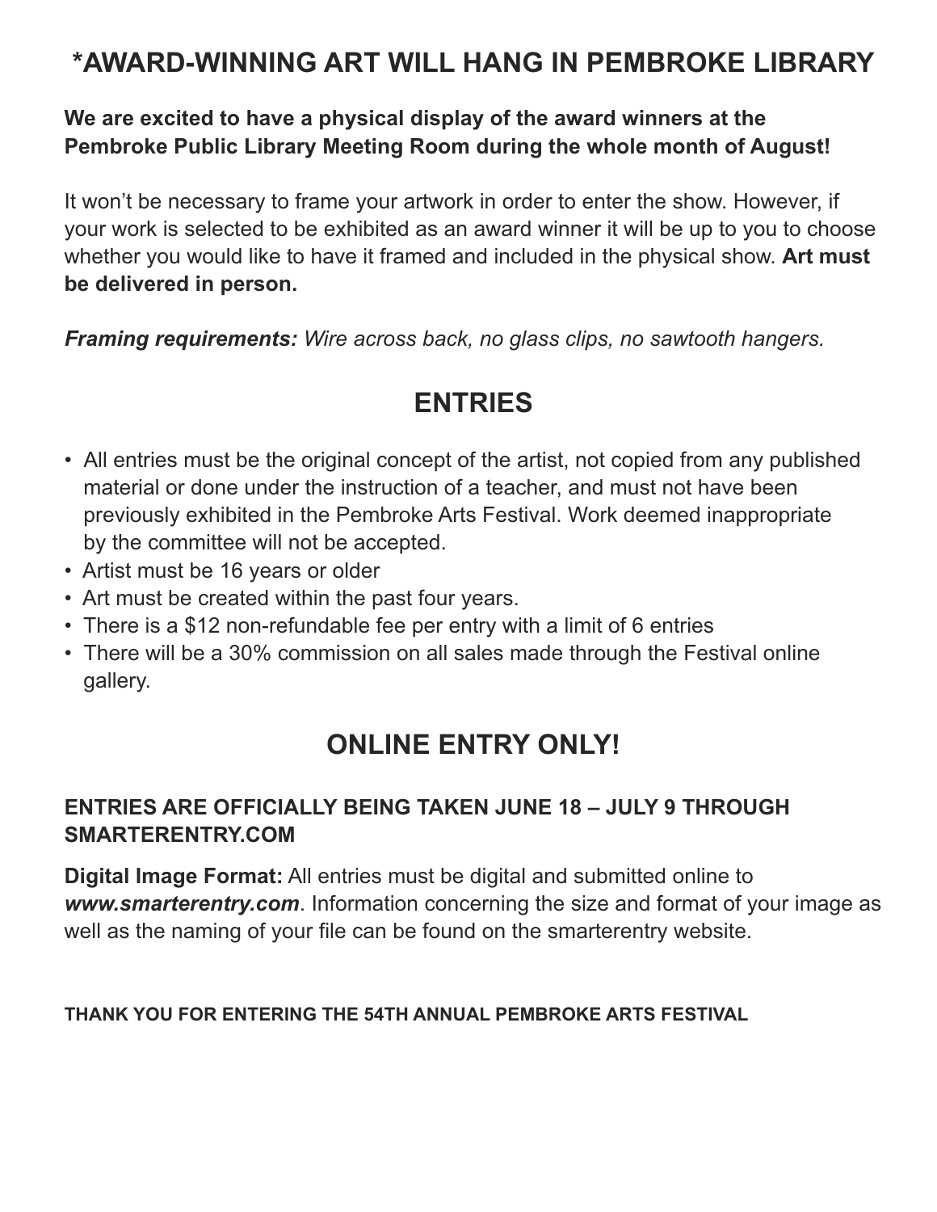## *AWARD-WINNING ART WILL HANG IN PEMBROKE LIBRARY

**We are excited to have a physical display of the award winners at the Pembroke Public Library Meeting Room during the whole month of August!**

It won't be necessary to frame your artwork in order to enter the show. However, if your work is selected to be exhibited as an award winner it will be up to you to choose whether you would like to have it framed and included in the physical show. **Art must be delivered in person.**

***Framing requirements:*** *Wire across back, no glass clips, no sawtooth hangers.*

## ENTRIES

- All entries must be the original concept of the artist, not copied from any published material or done under the instruction of a teacher, and must not have been previously exhibited in the Pembroke Arts Festival. Work deemed inappropriate by the committee will not be accepted.
- Artist must be 16 years or older
- Art must be created within the past four years.
- There is a $12 non-refundable fee per entry with a limit of 6 entries
- There will be a 30% commission on all sales made through the Festival online gallery.

## ONLINE ENTRY ONLY!

### ENTRIES ARE OFFICIALLY BEING TAKEN JUNE 18 – JULY 9 THROUGH SMARTERENTRY.COM

**Digital Image Format:** All entries must be digital and submitted online to ***www.smarterentry.com***. Information concerning the size and format of your image as well as the naming of your file can be found on the smarterentry website.

**THANK YOU FOR ENTERING THE 54TH ANNUAL PEMBROKE ARTS FESTIVAL**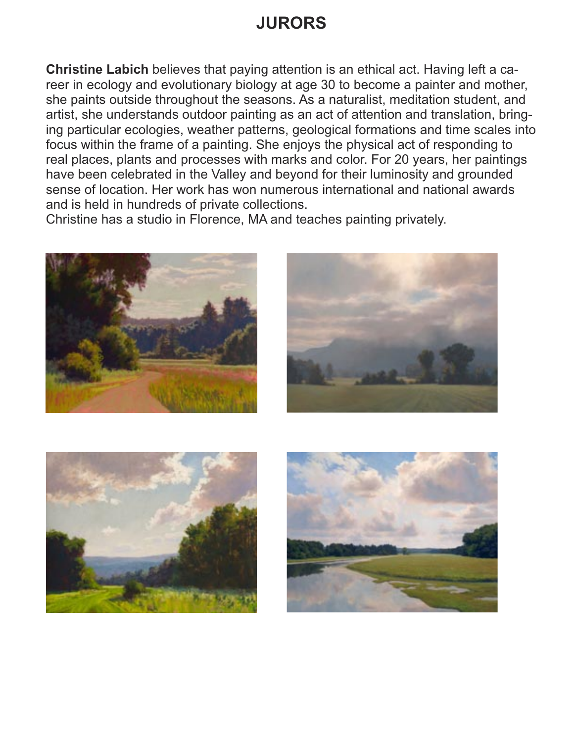# JURORS

**Christine Labich** believes that paying attention is an ethical act. Having left a career in ecology and evolutionary biology at age 30 to become a painter and mother, she paints outside throughout the seasons. As a naturalist, meditation student, and artist, she understands outdoor painting as an act of attention and translation, bringing particular ecologies, weather patterns, geological formations and time scales into focus within the frame of a painting. She enjoys the physical act of responding to real places, plants and processes with marks and color. For 20 years, her paintings have been celebrated in the Valley and beyond for their luminosity and grounded sense of location. Her work has won numerous international and national awards and is held in hundreds of private collections.

Christine has a studio in Florence, MA and teaches painting privately.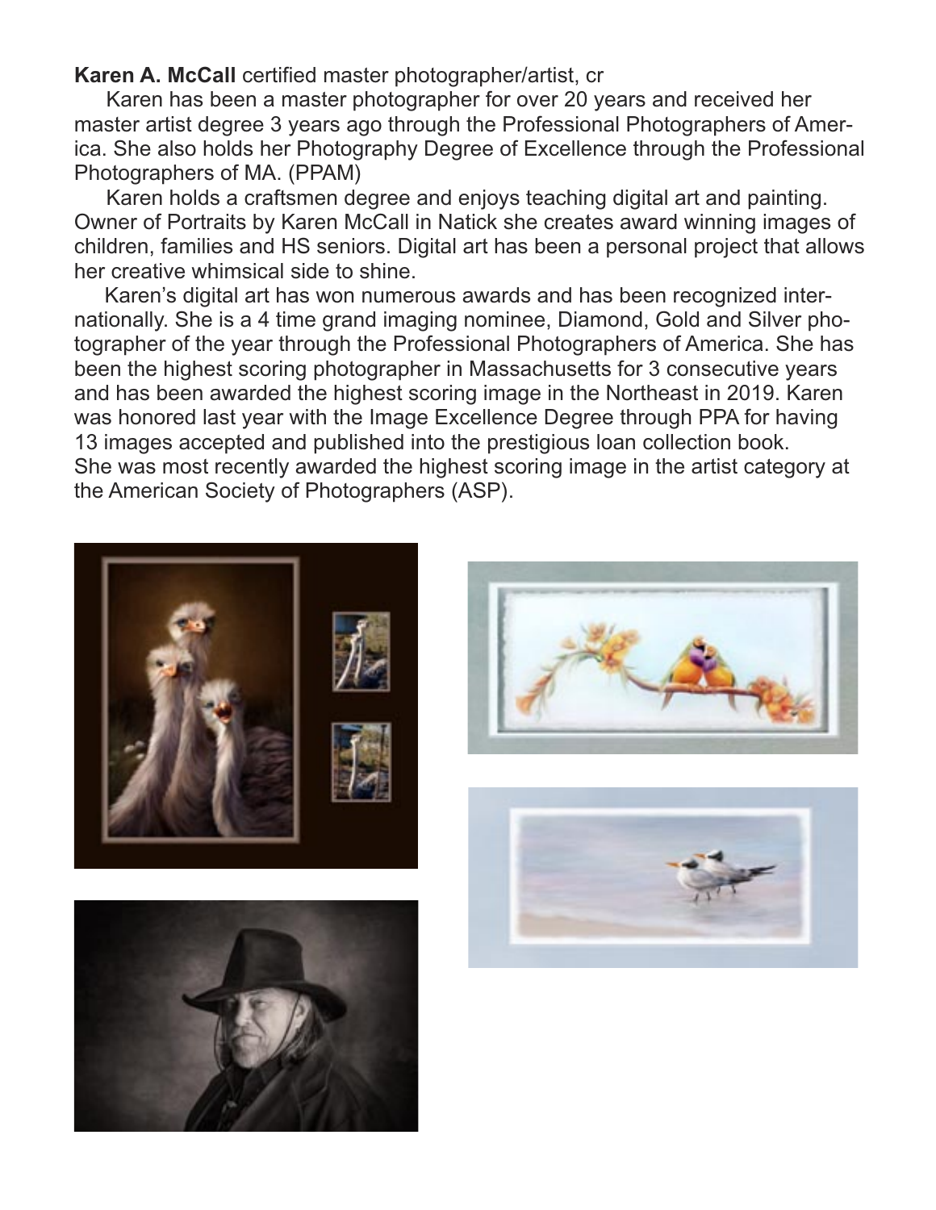**Karen A. McCall** certified master photographer/artist, cr

Karen has been a master photographer for over 20 years and received her master artist degree 3 years ago through the Professional Photographers of America. She also holds her Photography Degree of Excellence through the Professional Photographers of MA. (PPAM)

Karen holds a craftsmen degree and enjoys teaching digital art and painting. Owner of Portraits by Karen McCall in Natick she creates award winning images of children, families and HS seniors. Digital art has been a personal project that allows her creative whimsical side to shine.

Karen's digital art has won numerous awards and has been recognized internationally. She is a 4 time grand imaging nominee, Diamond, Gold and Silver photographer of the year through the Professional Photographers of America. She has been the highest scoring photographer in Massachusetts for 3 consecutive years and has been awarded the highest scoring image in the Northeast in 2019. Karen was honored last year with the Image Excellence Degree through PPA for having 13 images accepted and published into the prestigious loan collection book.
She was most recently awarded the highest scoring image in the artist category at the American Society of Photographers (ASP).